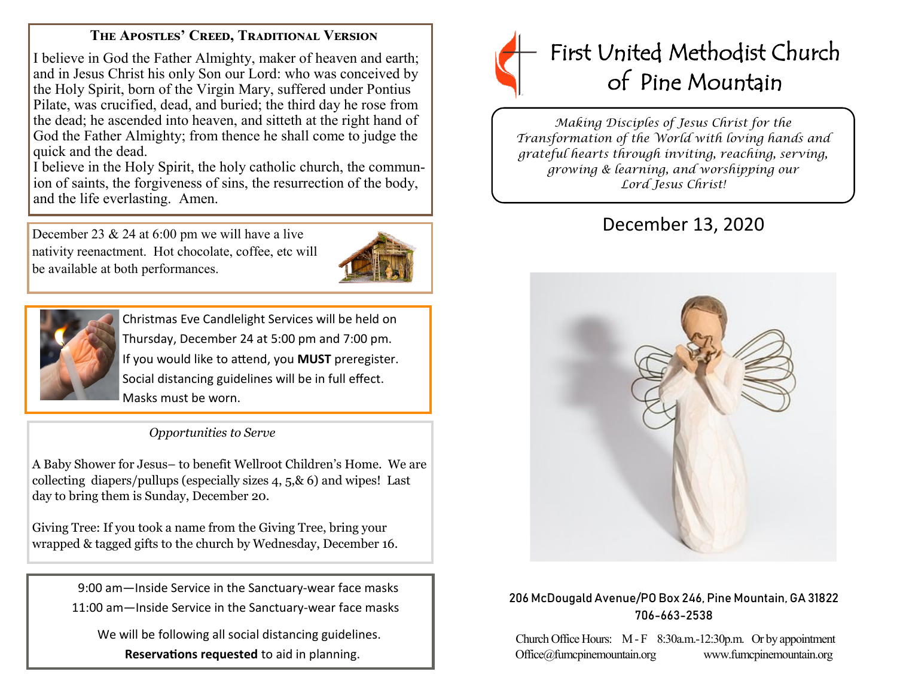### The Apostles' Creed, Traditional Version

I believe in God the Father Almighty, maker of heaven and earth; and in Jesus Christ his only Son our Lord: who was conceived by the Holy Spirit, born of the Virgin Mary, suffered under Pontius Pilate, was crucified, dead, and buried; the third day he rose from the dead; he ascended into heaven, and sitteth at the right hand of God the Father Almighty; from thence he shall come to judge the quick and the dead.
I believe in the Holy Spirit, the holy catholic church, the communion of saints, the forgiveness of sins, the resurrection of the body, and the life everlasting. Amen.

December 23 & 24 at 6:00 pm we will have a live nativity reenactment. Hot chocolate, coffee, etc will be available at both performances.

Christmas Eve Candlelight Services will be held on Thursday, December 24 at 5:00 pm and 7:00 pm. If you would like to attend, you **MUST** preregister. Social distancing guidelines will be in full effect. Masks must be worn.

*Opportunities to Serve*

A Baby Shower for Jesus– to benefit Wellroot Children's Home. We are collecting diapers/pullups (especially sizes 4, 5,& 6) and wipes! Last day to bring them is Sunday, December 20.

Giving Tree: If you took a name from the Giving Tree, bring your wrapped & tagged gifts to the church by Wednesday, December 16.

9:00 am—Inside Service in the Sanctuary-wear face masks
11:00 am—Inside Service in the Sanctuary-wear face masks

We will be following all social distancing guidelines.
**Reservations requested** to aid in planning.

# First United Methodist Church of Pine Mountain

*Making Disciples of Jesus Christ for the Transformation of the World with loving hands and grateful hearts through inviting, reaching, serving, growing & learning, and worshipping our Lord Jesus Christ!*

## December 13, 2020

206 McDougald Avenue/PO Box 246, Pine Mountain, GA 31822
706-663-2538

Church Office Hours: M - F 8:30a.m.-12:30p.m. Or by appointment
Office@fumcpinemountain.org www.fumcpinemountain.org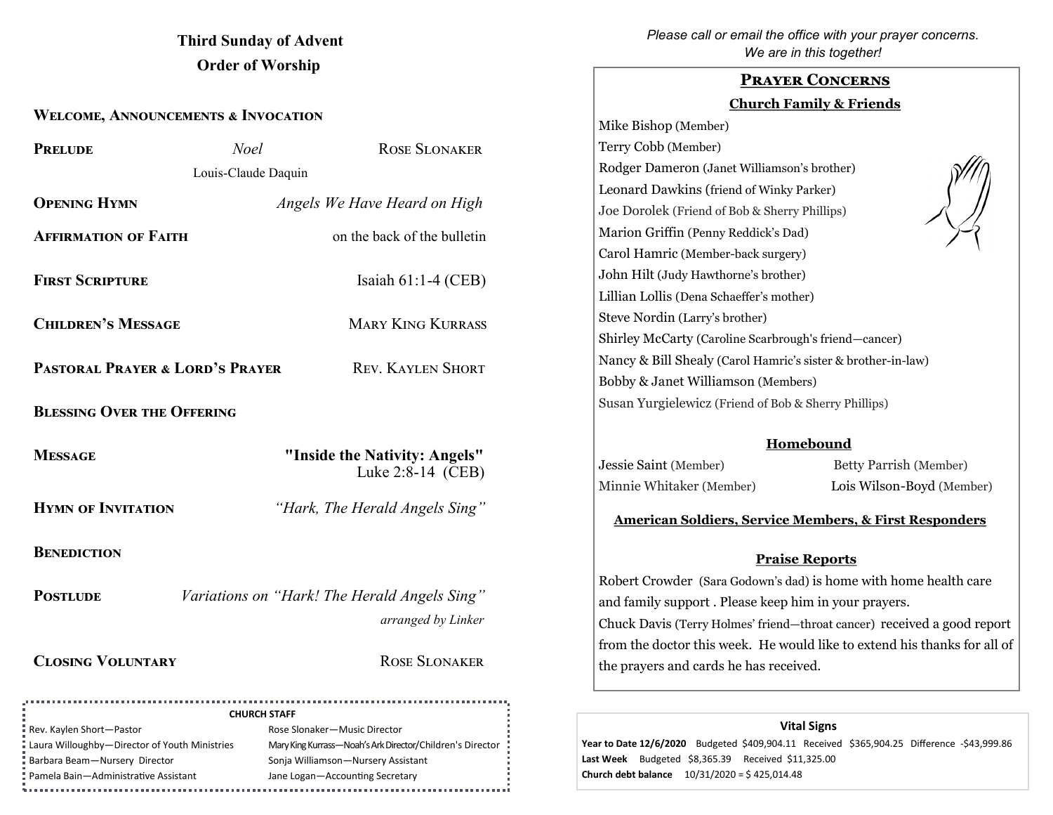## Third Sunday of Advent
## Order of Worship

**Welcome, Announcements & Invocation**

**Prelude** — *Noel* — Louis-Claude Daquin — Rose Slonaker

**Opening Hymn** — *Angels We Have Heard on High*

**Affirmation of Faith** — on the back of the bulletin

**First Scripture** — Isaiah 61:1-4 (CEB)

**Children's Message** — Mary King Kurrass

**Pastoral Prayer & Lord's Prayer** — Rev. Kaylen Short

**Blessing Over the Offering**

**Message** — **"Inside the Nativity: Angels"** Luke 2:8-14 (CEB)

**Hymn of Invitation** — *"Hark, The Herald Angels Sing"*

**Benediction**

**Postlude** — *Variations on "Hark! The Herald Angels Sing"* *arranged by Linker*

**Closing Voluntary** — Rose Slonaker

**CHURCH STAFF**

| | |
|---|---|
| Rev. Kaylen Short—Pastor | Rose Slonaker—Music Director |
| Laura Willoughby—Director of Youth Ministries | Mary King Kurrass—Noah's Ark Director/Children's Director |
| Barbara Beam—Nursery Director | Sonja Williamson—Nursery Assistant |
| Pamela Bain—Administrative Assistant | Jane Logan—Accounting Secretary |

*Please call or email the office with your prayer concerns. We are in this together!*

## Prayer Concerns

### Church Family & Friends

Mike Bishop (Member)
Terry Cobb (Member)
Rodger Dameron (Janet Williamson's brother)
Leonard Dawkins (friend of Winky Parker)
Joe Dorolek (Friend of Bob & Sherry Phillips)
Marion Griffin (Penny Reddick's Dad)
Carol Hamric (Member-back surgery)
John Hilt (Judy Hawthorne's brother)
Lillian Lollis (Dena Schaeffer's mother)
Steve Nordin (Larry's brother)
Shirley McCarty (Caroline Scarbrough's friend—cancer)
Nancy & Bill Shealy (Carol Hamric's sister & brother-in-law)
Bobby & Janet Williamson (Members)
Susan Yurgielewicz (Friend of Bob & Sherry Phillips)

### Homebound

Jessie Saint (Member)
Betty Parrish (Member)
Minnie Whitaker (Member)
Lois Wilson-Boyd (Member)

### American Soldiers, Service Members, & First Responders

### Praise Reports

Robert Crowder (Sara Godown's dad) is home with home health care and family support . Please keep him in your prayers.

Chuck Davis (Terry Holmes' friend—throat cancer) received a good report from the doctor this week. He would like to extend his thanks for all of the prayers and cards he has received.

**Vital Signs**

**Year to Date 12/6/2020** Budgeted $409,904.11 Received $365,904.25 Difference -$43,999.86
**Last Week** Budgeted $8,365.39 Received $11,325.00
**Church debt balance** 10/31/2020 = $ 425,014.48